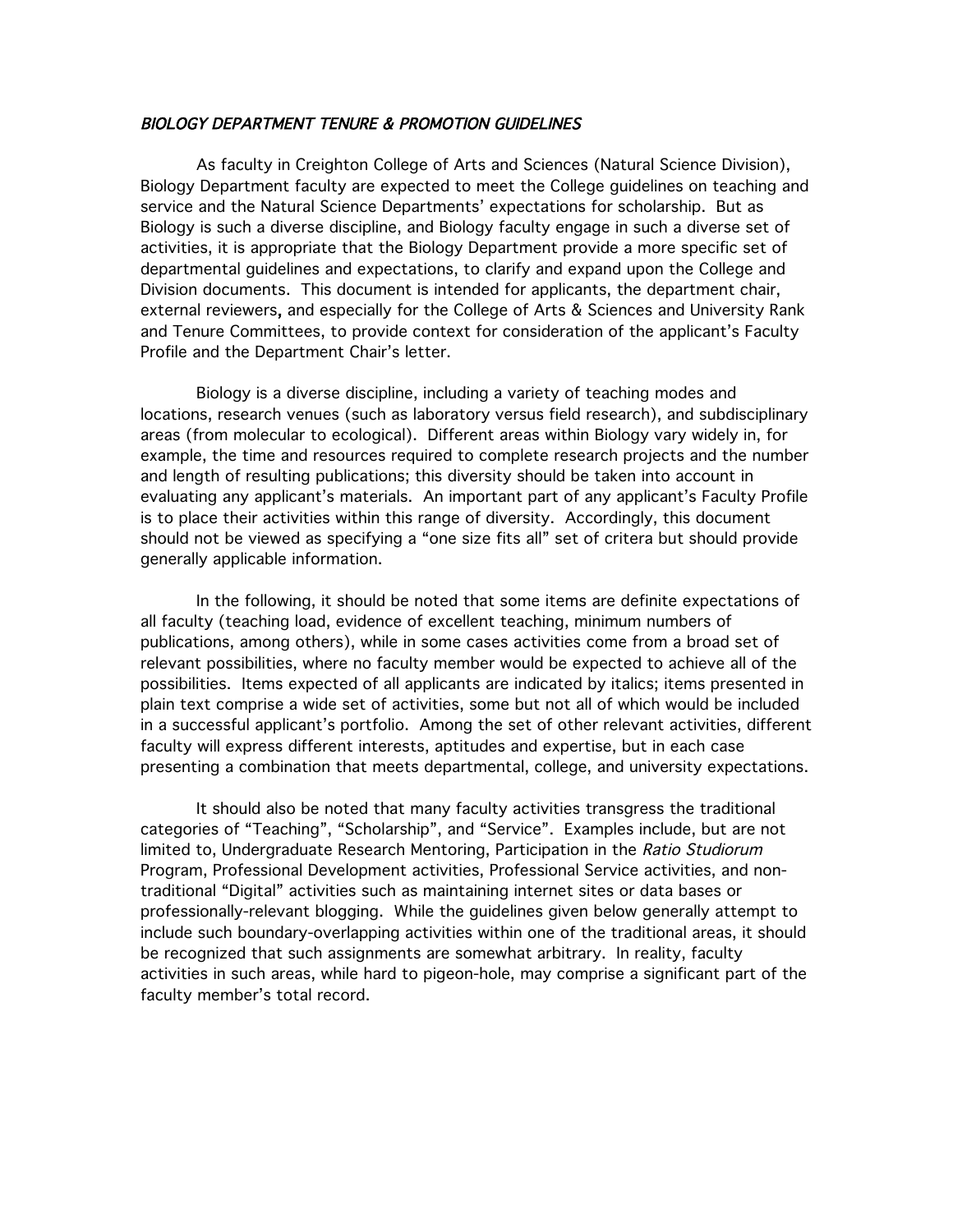### *BIOLOGY DEPARTMENT TENURE & PROMOTION GUIDELINES*

As faculty in Creighton College of Arts and Sciences (Natural Science Division), Biology Department faculty are expected to meet the College guidelines on teaching and service and the Natural Science Departments' expectations for scholarship. But as Biology is such a diverse discipline, and Biology faculty engage in such a diverse set of activities, it is appropriate that the Biology Department provide a more specific set of departmental guidelines and expectations, to clarify and expand upon the College and Division documents. This document is intended for applicants, the department chair, external reviewers, and especially for the College of Arts & Sciences and University Rank and Tenure Committees, to provide context for consideration of the applicant's Faculty Profile and the Department Chair's letter.

Biology is a diverse discipline, including a variety of teaching modes and locations, research venues (such as laboratory versus field research), and subdisciplinary areas (from molecular to ecological). Different areas within Biology vary widely in, for example, the time and resources required to complete research projects and the number and length of resulting publications; this diversity should be taken into account in evaluating any applicant's materials. An important part of any applicant's Faculty Profile is to place their activities within this range of diversity. Accordingly, this document should not be viewed as specifying a "one size fits all" set of critera but should provide generally applicable information.

In the following, it should be noted that some items are definite expectations of all faculty (teaching load, evidence of excellent teaching, minimum numbers of publications, among others), while in some cases activities come from a broad set of relevant possibilities, where no faculty member would be expected to achieve all of the possibilities. Items expected of all applicants are indicated by italics; items presented in plain text comprise a wide set of activities, some but not all of which would be included in a successful applicant's portfolio. Among the set of other relevant activities, different faculty will express different interests, aptitudes and expertise, but in each case presenting a combination that meets departmental, college, and university expectations.

It should also be noted that many faculty activities transgress the traditional categories of "Teaching", "Scholarship", and "Service". Examples include, but are not limited to, Undergraduate Research Mentoring, Participation in the *Ratio Studiorum* Program, Professional Development activities, Professional Service activities, and non-traditional "Digital" activities such as maintaining internet sites or data bases or professionally-relevant blogging. While the guidelines given below generally attempt to include such boundary-overlapping activities within one of the traditional areas, it should be recognized that such assignments are somewhat arbitrary. In reality, faculty activities in such areas, while hard to pigeon-hole, may comprise a significant part of the faculty member's total record.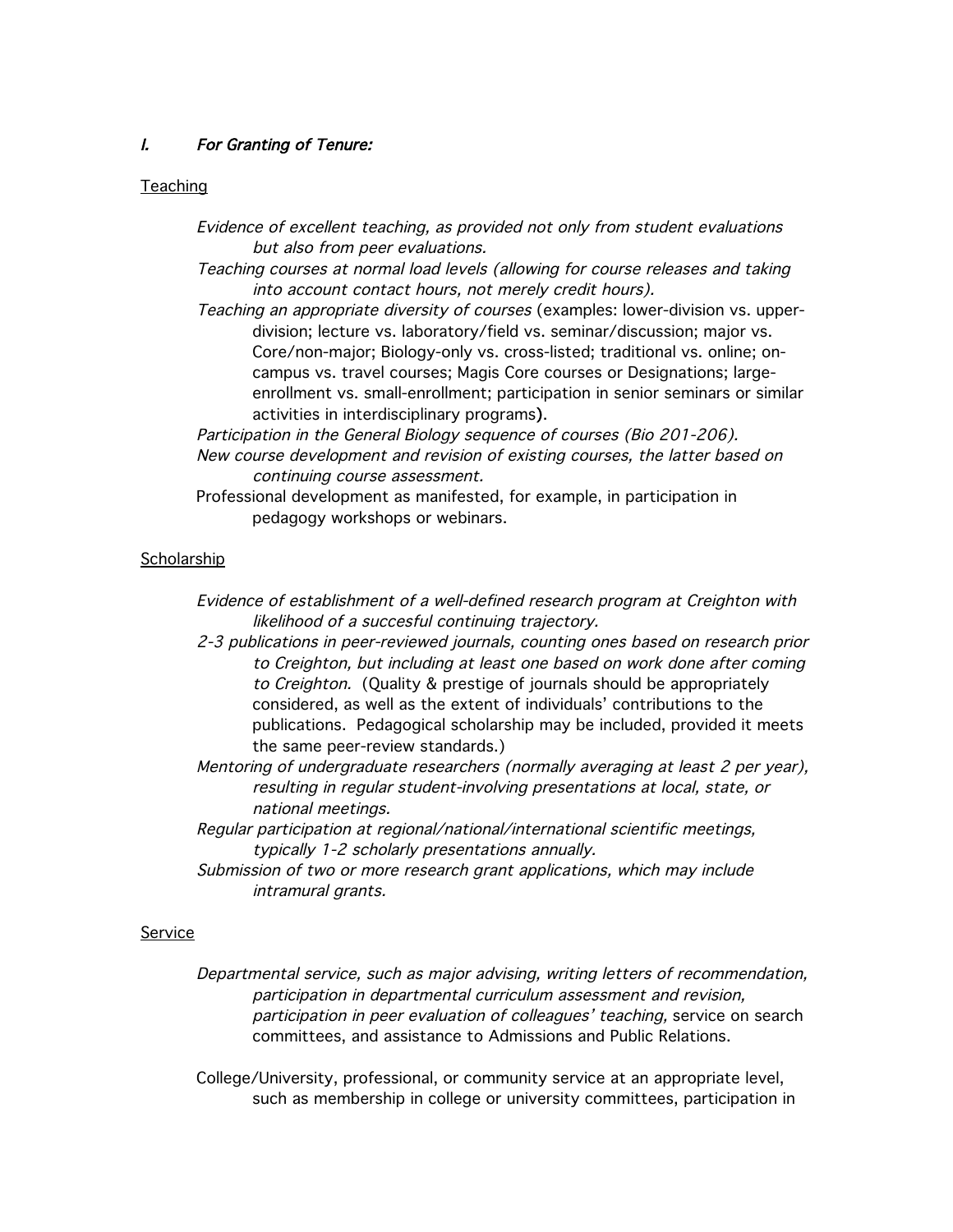## *I. For Granting of Tenure:*

Teaching

- *Evidence of excellent teaching, as provided not only from student evaluations but also from peer evaluations.*
- *Teaching courses at normal load levels (allowing for course releases and taking into account contact hours, not merely credit hours).*
- *Teaching an appropriate diversity of courses* (examples: lower-division vs. upper-division; lecture vs. laboratory/field vs. seminar/discussion; major vs. Core/non-major; Biology-only vs. cross-listed; traditional vs. online; on-campus vs. travel courses; Magis Core courses or Designations; large-enrollment vs. small-enrollment; participation in senior seminars or similar activities in interdisciplinary programs**)**.
- *Participation in the General Biology sequence of courses (Bio 201-206).*
- *New course development and revision of existing courses, the latter based on continuing course assessment.*
- Professional development as manifested, for example, in participation in pedagogy workshops or webinars.

Scholarship

- *Evidence of establishment of a well-defined research program at Creighton with likelihood of a succesful continuing trajectory.*
- *2-3 publications in peer-reviewed journals, counting ones based on research prior to Creighton, but including at least one based on work done after coming to Creighton.* (Quality & prestige of journals should be appropriately considered, as well as the extent of individuals' contributions to the publications. Pedagogical scholarship may be included, provided it meets the same peer-review standards.)
- *Mentoring of undergraduate researchers (normally averaging at least 2 per year), resulting in regular student-involving presentations at local, state, or national meetings.*
- *Regular participation at regional/national/international scientific meetings, typically 1-2 scholarly presentations annually.*
- *Submission of two or more research grant applications, which may include intramural grants.*

Service

- *Departmental service, such as major advising, writing letters of recommendation, participation in departmental curriculum assessment and revision, participation in peer evaluation of colleagues' teaching,* service on search committees, and assistance to Admissions and Public Relations.

- College/University, professional, or community service at an appropriate level, such as membership in college or university committees, participation in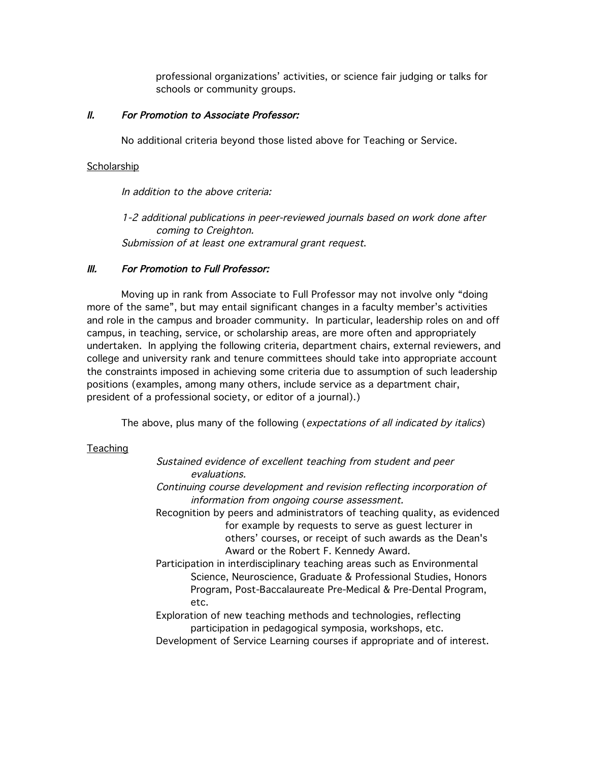professional organizations' activities, or science fair judging or talks for schools or community groups.

## *II. For Promotion to Associate Professor:*

No additional criteria beyond those listed above for Teaching or Service.

Scholarship

*In addition to the above criteria:*

*1-2 additional publications in peer-reviewed journals based on work done after coming to Creighton.*
*Submission of at least one extramural grant request.*

## *III. For Promotion to Full Professor:*

Moving up in rank from Associate to Full Professor may not involve only "doing more of the same", but may entail significant changes in a faculty member's activities and role in the campus and broader community. In particular, leadership roles on and off campus, in teaching, service, or scholarship areas, are more often and appropriately undertaken. In applying the following criteria, department chairs, external reviewers, and college and university rank and tenure committees should take into appropriate account the constraints imposed in achieving some criteria due to assumption of such leadership positions (examples, among many others, include service as a department chair, president of a professional society, or editor of a journal).)

The above, plus many of the following (*expectations of all indicated by italics*)

Teaching

*Sustained evidence of excellent teaching from student and peer evaluations.*
*Continuing course development and revision reflecting incorporation of information from ongoing course assessment.*
Recognition by peers and administrators of teaching quality, as evidenced for example by requests to serve as guest lecturer in others' courses, or receipt of such awards as the Dean's Award or the Robert F. Kennedy Award.
Participation in interdisciplinary teaching areas such as Environmental Science, Neuroscience, Graduate & Professional Studies, Honors Program, Post-Baccalaureate Pre-Medical & Pre-Dental Program, etc.
Exploration of new teaching methods and technologies, reflecting participation in pedagogical symposia, workshops, etc.
Development of Service Learning courses if appropriate and of interest.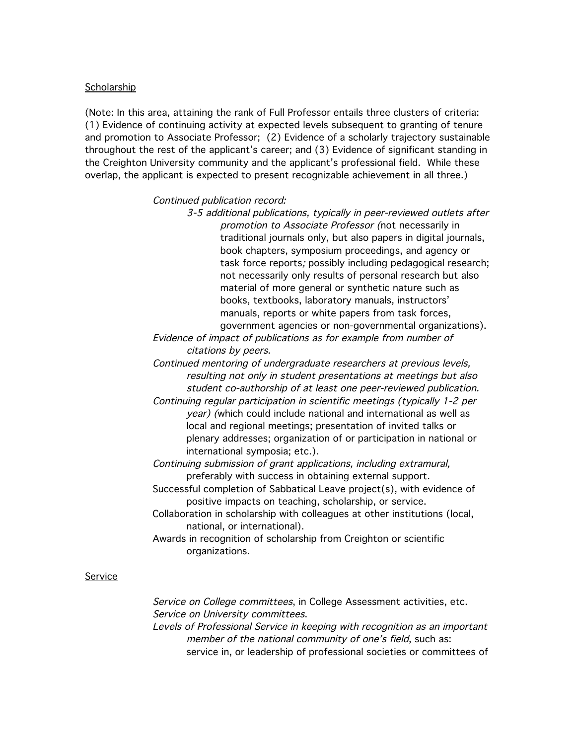<u>Scholarship</u>

(Note: In this area, attaining the rank of Full Professor entails three clusters of criteria: (1) Evidence of continuing activity at expected levels subsequent to granting of tenure and promotion to Associate Professor; (2) Evidence of a scholarly trajectory sustainable throughout the rest of the applicant's career; and (3) Evidence of significant standing in the Creighton University community and the applicant's professional field. While these overlap, the applicant is expected to present recognizable achievement in all three.)

*Continued publication record:*

*3-5 additional publications, typically in peer-reviewed outlets after promotion to Associate Professor (*not necessarily in traditional journals only, but also papers in digital journals, book chapters, symposium proceedings, and agency or task force reports*;* possibly including pedagogical research; not necessarily only results of personal research but also material of more general or synthetic nature such as books, textbooks, laboratory manuals, instructors' manuals, reports or white papers from task forces, government agencies or non-governmental organizations).

*Evidence of impact of publications as for example from number of citations by peers.*

*Continued mentoring of undergraduate researchers at previous levels, resulting not only in student presentations at meetings but also student co-authorship of at least one peer-reviewed publication.*

*Continuing regular participation in scientific meetings (typically 1-2 per year) (*which could include national and international as well as local and regional meetings; presentation of invited talks or plenary addresses; organization of or participation in national or international symposia; etc.).

*Continuing submission of grant applications, including extramural,* preferably with success in obtaining external support.

Successful completion of Sabbatical Leave project(s), with evidence of positive impacts on teaching, scholarship, or service.

Collaboration in scholarship with colleagues at other institutions (local, national, or international).

Awards in recognition of scholarship from Creighton or scientific organizations.

<u>Service</u>

*Service on College committees*, in College Assessment activities, etc.

*Service on University committees*.

*Levels of Professional Service in keeping with recognition as an important member of the national community of one's field*, such as: service in, or leadership of professional societies or committees of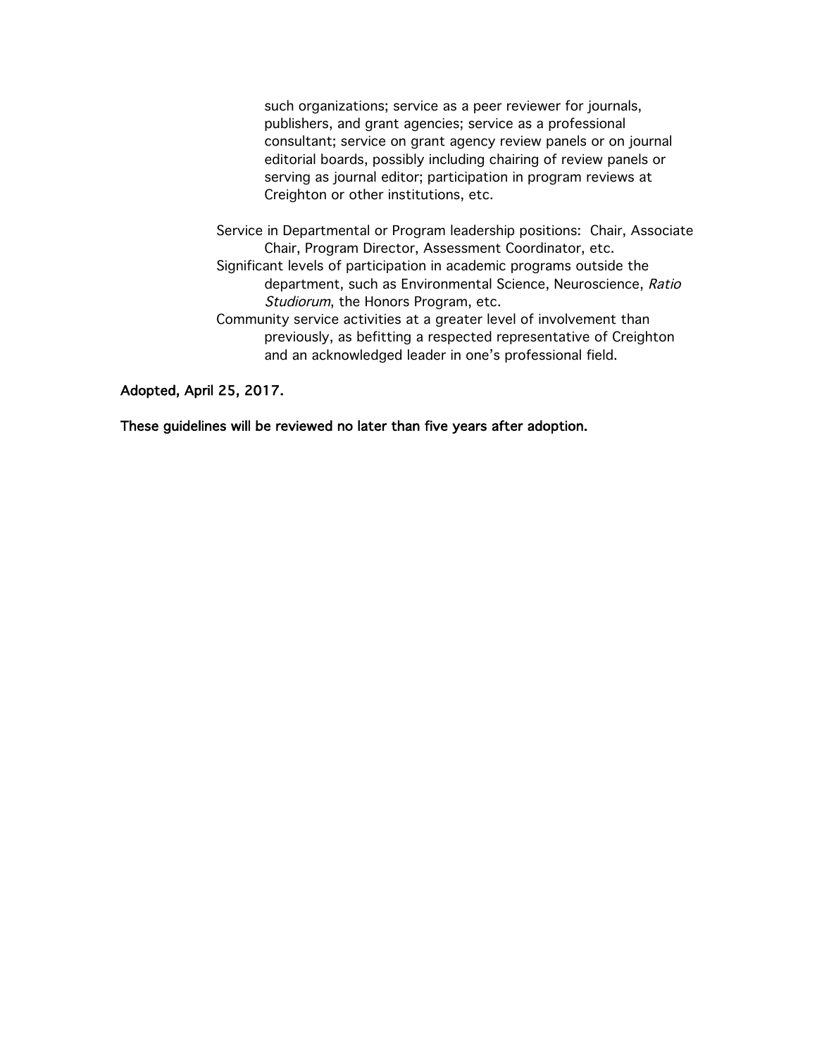such organizations; service as a peer reviewer for journals, publishers, and grant agencies; service as a professional consultant; service on grant agency review panels or on journal editorial boards, possibly including chairing of review panels or serving as journal editor; participation in program reviews at Creighton or other institutions, etc.

Service in Departmental or Program leadership positions: Chair, Associate Chair, Program Director, Assessment Coordinator, etc.

Significant levels of participation in academic programs outside the department, such as Environmental Science, Neuroscience, *Ratio Studiorum*, the Honors Program, etc.

Community service activities at a greater level of involvement than previously, as befitting a respected representative of Creighton and an acknowledged leader in one's professional field.

**Adopted, April 25, 2017.**

**These guidelines will be reviewed no later than five years after adoption.**